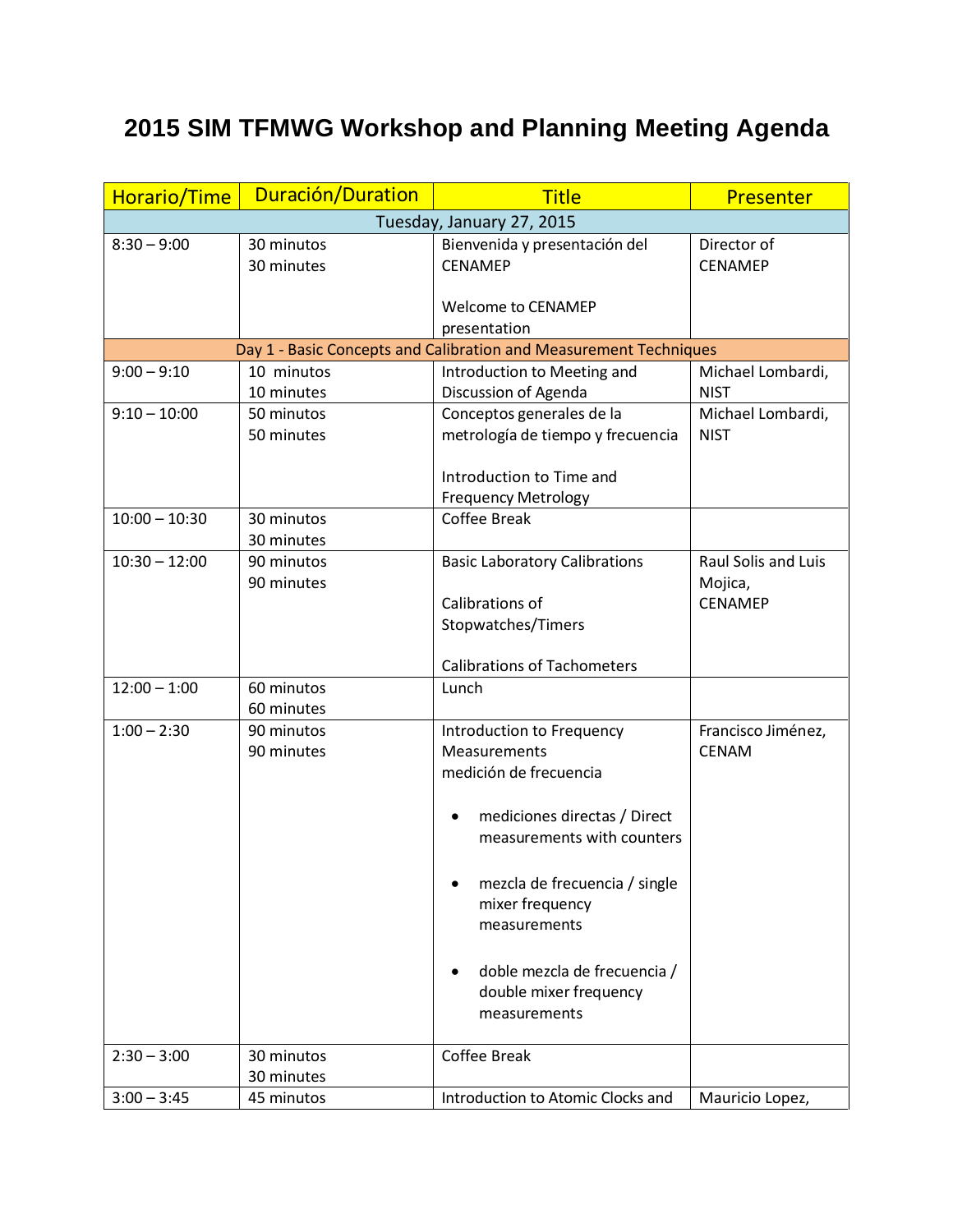# 2015 SIM TFMWG Workshop and Planning Meeting Agenda

| Horario/Time | Duración/Duration | Title | Presenter |
|---|---|---|---|
| Tuesday, January 27, 2015 | | | |
| 8:30 – 9:00 | 30 minutos<br>30 minutes | Bienvenida y presentación del CENAMEP<br><br>Welcome to CENAMEP presentation | Director of CENAMEP |
| Day 1 - Basic Concepts and Calibration and Measurement Techniques | | | |
| 9:00 – 9:10 | 10 minutos<br>10 minutes | Introduction to Meeting and Discussion of Agenda | Michael Lombardi, NIST |
| 9:10 – 10:00 | 50 minutos<br>50 minutes | Conceptos generales de la metrología de tiempo y frecuencia<br><br>Introduction to Time and Frequency Metrology | Michael Lombardi, NIST |
| 10:00 – 10:30 | 30 minutos<br>30 minutes | Coffee Break | |
| 10:30 – 12:00 | 90 minutos<br>90 minutes | Basic Laboratory Calibrations<br><br>Calibrations of Stopwatches/Timers<br><br>Calibrations of Tachometers | Raul Solis and Luis Mojica, CENAMEP |
| 12:00 – 1:00 | 60 minutos<br>60 minutes | Lunch | |
| 1:00 – 2:30 | 90 minutos<br>90 minutes | Introduction to Frequency Measurements<br>medición de frecuencia<br><br>• mediciones directas / Direct measurements with counters<br><br>• mezcla de frecuencia / single mixer frequency measurements<br><br>• doble mezcla de frecuencia / double mixer frequency measurements | Francisco Jiménez, CENAM |
| 2:30 – 3:00 | 30 minutos<br>30 minutes | Coffee Break | |
| 3:00 – 3:45 | 45 minutos | Introduction to Atomic Clocks and | Mauricio Lopez, |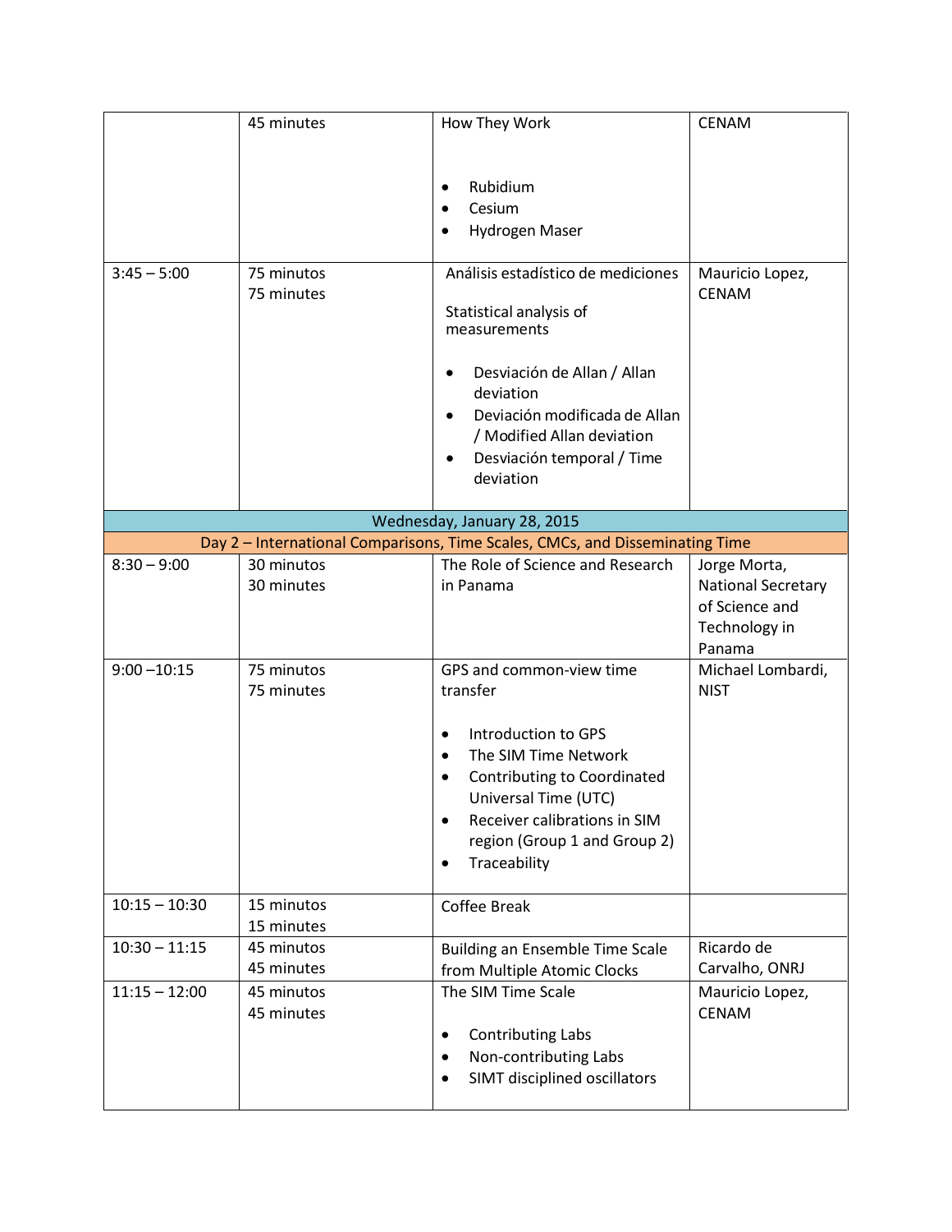| | | | |
|---|---|---|---|
| | 45 minutes | How They Work<br><br>• Rubidium<br>• Cesium<br>• Hydrogen Maser | CENAM |
| 3:45 – 5:00 | 75 minutos<br>75 minutes | Análisis estadístico de mediciones<br><br>Statistical analysis of measurements<br><br>• Desviación de Allan / Allan deviation<br>• Desviación modificada de Allan / Modified Allan deviation<br>• Desviación temporal / Time deviation | Mauricio Lopez, CENAM |
| Wednesday, January 28, 2015 | | | |
| Day 2 – International Comparisons, Time Scales, CMCs, and Disseminating Time | | | |
| 8:30 – 9:00 | 30 minutos<br>30 minutes | The Role of Science and Research in Panama | Jorge Morta, National Secretary of Science and Technology in Panama |
| 9:00 –10:15 | 75 minutos<br>75 minutes | GPS and common-view time transfer<br><br>• Introduction to GPS<br>• The SIM Time Network<br>• Contributing to Coordinated Universal Time (UTC)<br>• Receiver calibrations in SIM region (Group 1 and Group 2)<br>• Traceability | Michael Lombardi, NIST |
| 10:15 – 10:30 | 15 minutos<br>15 minutes | Coffee Break | |
| 10:30 – 11:15 | 45 minutos<br>45 minutes | Building an Ensemble Time Scale from Multiple Atomic Clocks | Ricardo de Carvalho, ONRJ |
| 11:15 – 12:00 | 45 minutos<br>45 minutes | The SIM Time Scale<br><br>• Contributing Labs<br>• Non-contributing Labs<br>• SIMT disciplined oscillators | Mauricio Lopez, CENAM |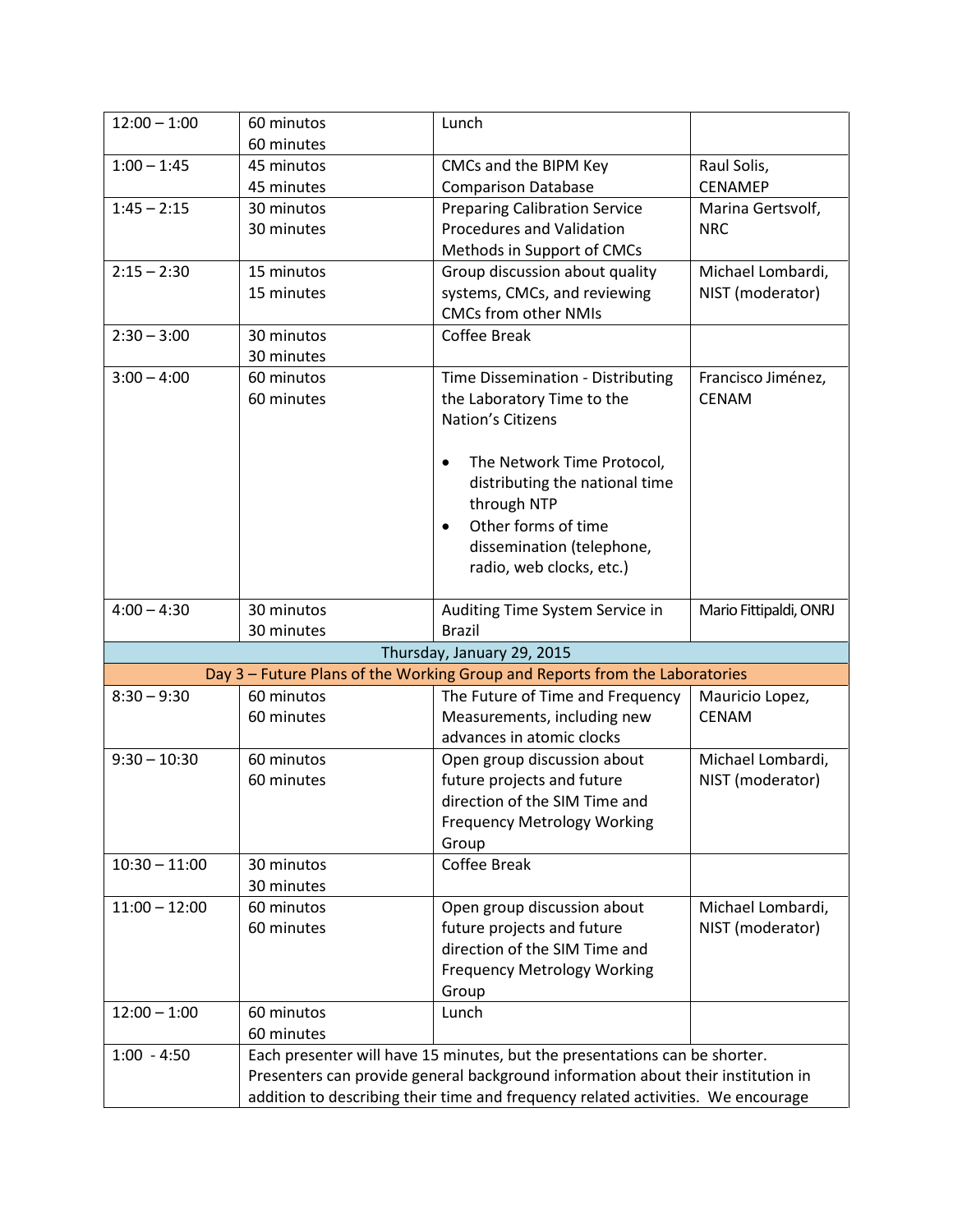| | | | |
|---|---|---|---|
| 12:00 – 1:00 | 60 minutos<br>60 minutes | Lunch | |
| 1:00 – 1:45 | 45 minutos<br>45 minutes | CMCs and the BIPM Key Comparison Database | Raul Solis, CENAMEP |
| 1:45 – 2:15 | 30 minutos<br>30 minutes | Preparing Calibration Service Procedures and Validation Methods in Support of CMCs | Marina Gertsvolf, NRC |
| 2:15 – 2:30 | 15 minutos<br>15 minutes | Group discussion about quality systems, CMCs, and reviewing CMCs from other NMIs | Michael Lombardi, NIST (moderator) |
| 2:30 – 3:00 | 30 minutos<br>30 minutes | Coffee Break | |
| 3:00 – 4:00 | 60 minutos<br>60 minutes | Time Dissemination - Distributing the Laboratory Time to the Nation's Citizens<br><br>• The Network Time Protocol, distributing the national time through NTP<br>• Other forms of time dissemination (telephone, radio, web clocks, etc.) | Francisco Jiménez, CENAM |
| 4:00 – 4:30 | 30 minutos<br>30 minutes | Auditing Time System Service in Brazil | Mario Fittipaldi, ONRJ |
| Thursday, January 29, 2015 | | | |
| Day 3 – Future Plans of the Working Group and Reports from the Laboratories | | | |
| 8:30 – 9:30 | 60 minutos<br>60 minutes | The Future of Time and Frequency Measurements, including new advances in atomic clocks | Mauricio Lopez, CENAM |
| 9:30 – 10:30 | 60 minutos<br>60 minutes | Open group discussion about future projects and future direction of the SIM Time and Frequency Metrology Working Group | Michael Lombardi, NIST (moderator) |
| 10:30 – 11:00 | 30 minutos<br>30 minutes | Coffee Break | |
| 11:00 – 12:00 | 60 minutos<br>60 minutes | Open group discussion about future projects and future direction of the SIM Time and Frequency Metrology Working Group | Michael Lombardi, NIST (moderator) |
| 12:00 – 1:00 | 60 minutos<br>60 minutes | Lunch | |
| 1:00 - 4:50 | Each presenter will have 15 minutes, but the presentations can be shorter. Presenters can provide general background information about their institution in addition to describing their time and frequency related activities. We encourage | | |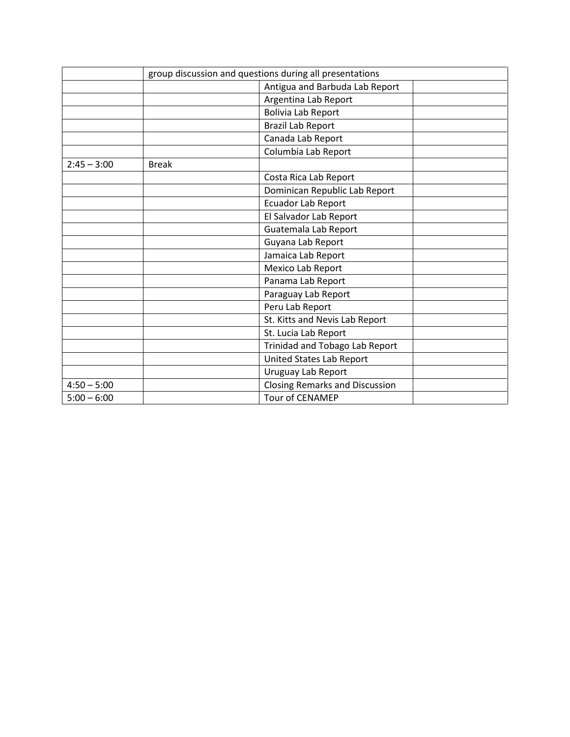| | | | |
|---|---|---|---|
| | group discussion and questions during all presentations | | |
| | | Antigua and Barbuda Lab Report | |
| | | Argentina Lab Report | |
| | | Bolivia Lab Report | |
| | | Brazil Lab Report | |
| | | Canada Lab Report | |
| | | Columbia Lab Report | |
| 2:45 – 3:00 | Break | | |
| | | Costa Rica Lab Report | |
| | | Dominican Republic Lab Report | |
| | | Ecuador Lab Report | |
| | | El Salvador Lab Report | |
| | | Guatemala Lab Report | |
| | | Guyana Lab Report | |
| | | Jamaica Lab Report | |
| | | Mexico Lab Report | |
| | | Panama Lab Report | |
| | | Paraguay Lab Report | |
| | | Peru Lab Report | |
| | | St. Kitts and Nevis Lab Report | |
| | | St. Lucia Lab Report | |
| | | Trinidad and Tobago Lab Report | |
| | | United States Lab Report | |
| | | Uruguay Lab Report | |
| 4:50 – 5:00 | | Closing Remarks and Discussion | |
| 5:00 – 6:00 | | Tour of CENAMEP | |